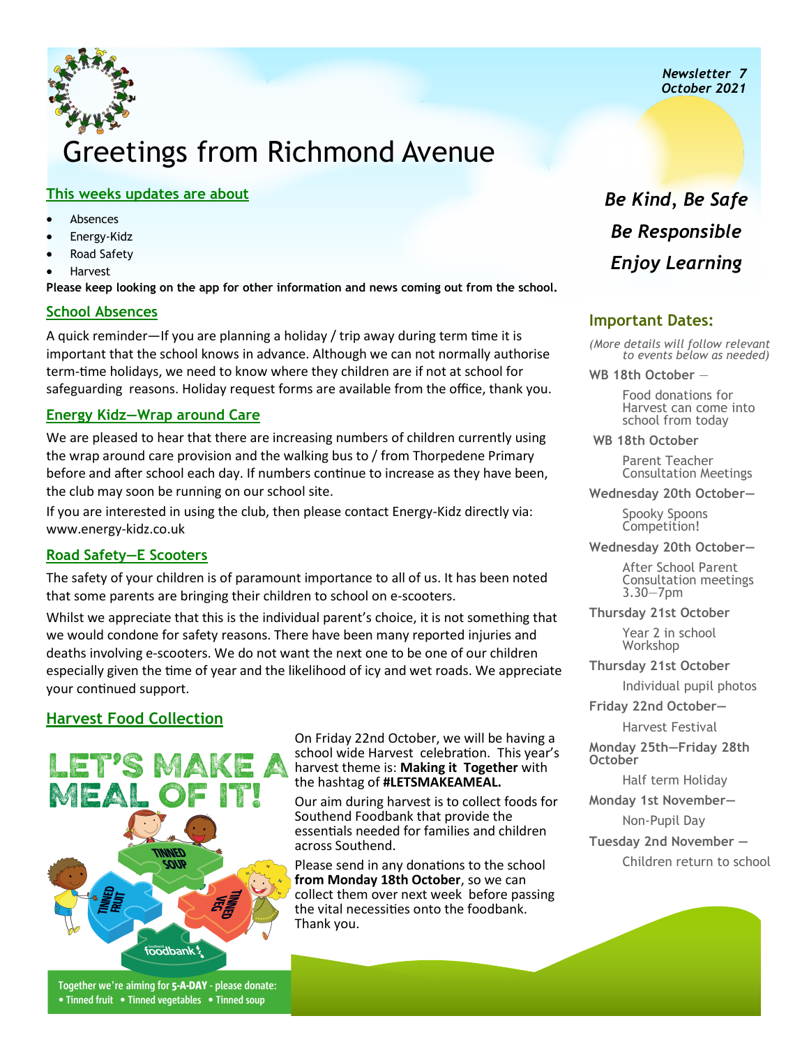*Newsletter 7*
*October 2021*

# Greetings from Richmond Avenue

***Be Kind, Be Safe***
***Be Responsible***
***Enjoy Learning***

## This weeks updates are about

- Absences
- Energy-Kidz
- Road Safety
- Harvest

**Please keep looking on the app for other information and news coming out from the school.**

## School Absences

A quick reminder—If you are planning a holiday / trip away during term time it is important that the school knows in advance. Although we can not normally authorise term-time holidays, we need to know where they children are if not at school for safeguarding reasons. Holiday request forms are available from the office, thank you.

## Energy Kidz—Wrap around Care

We are pleased to hear that there are increasing numbers of children currently using the wrap around care provision and the walking bus to / from Thorpedene Primary before and after school each day. If numbers continue to increase as they have been, the club may soon be running on our school site.

If you are interested in using the club, then please contact Energy-Kidz directly via: www.energy-kidz.co.uk

## Road Safety—E Scooters

The safety of your children is of paramount importance to all of us. It has been noted that some parents are bringing their children to school on e-scooters.

Whilst we appreciate that this is the individual parent's choice, it is not something that we would condone for safety reasons. There have been many reported injuries and deaths involving e-scooters. We do not want the next one to be one of our children especially given the time of year and the likelihood of icy and wet roads. We appreciate your continued support.

## Harvest Food Collection

LET'S MAKE A MEAL OF IT!

Together we're aiming for **5-A-DAY** - please donate:
• Tinned fruit • Tinned vegetables • Tinned soup

On Friday 22nd October, we will be having a school wide Harvest celebration. This year's harvest theme is: **Making it Together** with the hashtag of **#LETSMAKEAMEAL.**

Our aim during harvest is to collect foods for Southend Foodbank that provide the essentials needed for families and children across Southend.

Please send in any donations to the school **from Monday 18th October**, so we can collect them over next week before passing the vital necessities onto the foodbank. Thank you.

## Important Dates:

*(More details will follow relevant to events below as needed)*

**WB 18th October** —
Food donations for Harvest can come into school from today

**WB 18th October**
Parent Teacher Consultation Meetings

**Wednesday 20th October—**
Spooky Spoons Competition!

**Wednesday 20th October—**
After School Parent Consultation meetings 3.30—7pm

**Thursday 21st October**
Year 2 in school Workshop

**Thursday 21st October**
Individual pupil photos

**Friday 22nd October—**
Harvest Festival

**Monday 25th—Friday 28th October**
Half term Holiday

**Monday 1st November—**
Non-Pupil Day

**Tuesday 2nd November —**
Children return to school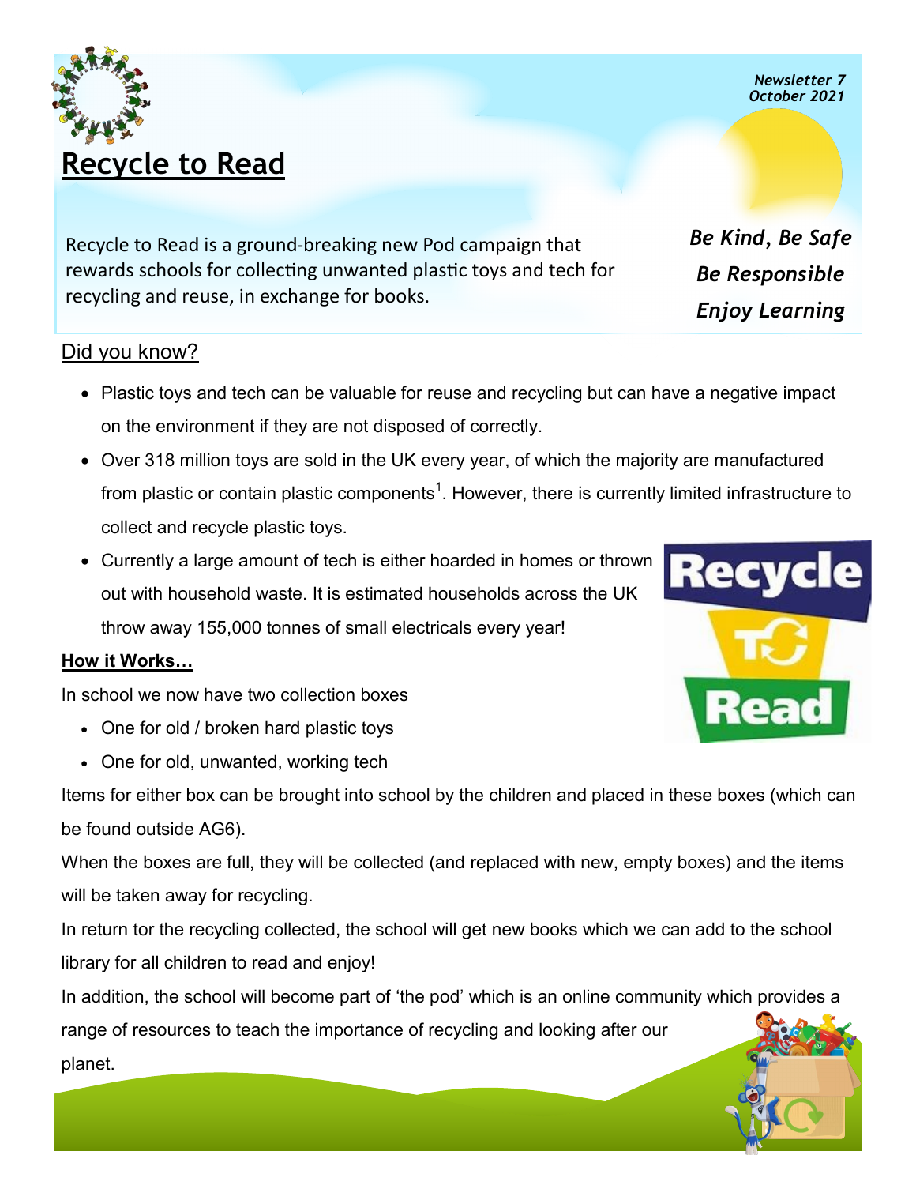*Newsletter 7*
*October 2021*

# Recycle to Read

Recycle to Read is a ground-breaking new Pod campaign that rewards schools for collecting unwanted plastic toys and tech for recycling and reuse, in exchange for books.

***Be Kind, Be Safe***
***Be Responsible***
***Enjoy Learning***

## Did you know?

- Plastic toys and tech can be valuable for reuse and recycling but can have a negative impact on the environment if they are not disposed of correctly.
- Over 318 million toys are sold in the UK every year, of which the majority are manufactured from plastic or contain plastic components[1]. However, there is currently limited infrastructure to collect and recycle plastic toys.
- Currently a large amount of tech is either hoarded in homes or thrown out with household waste. It is estimated households across the UK throw away 155,000 tonnes of small electricals every year!

**How it Works…**

In school we now have two collection boxes

- One for old / broken hard plastic toys
- One for old, unwanted, working tech

Items for either box can be brought into school by the children and placed in these boxes (which can be found outside AG6).

When the boxes are full, they will be collected (and replaced with new, empty boxes) and the items will be taken away for recycling.

In return tor the recycling collected, the school will get new books which we can add to the school library for all children to read and enjoy!

In addition, the school will become part of 'the pod' which is an online community which provides a range of resources to teach the importance of recycling and looking after our planet.